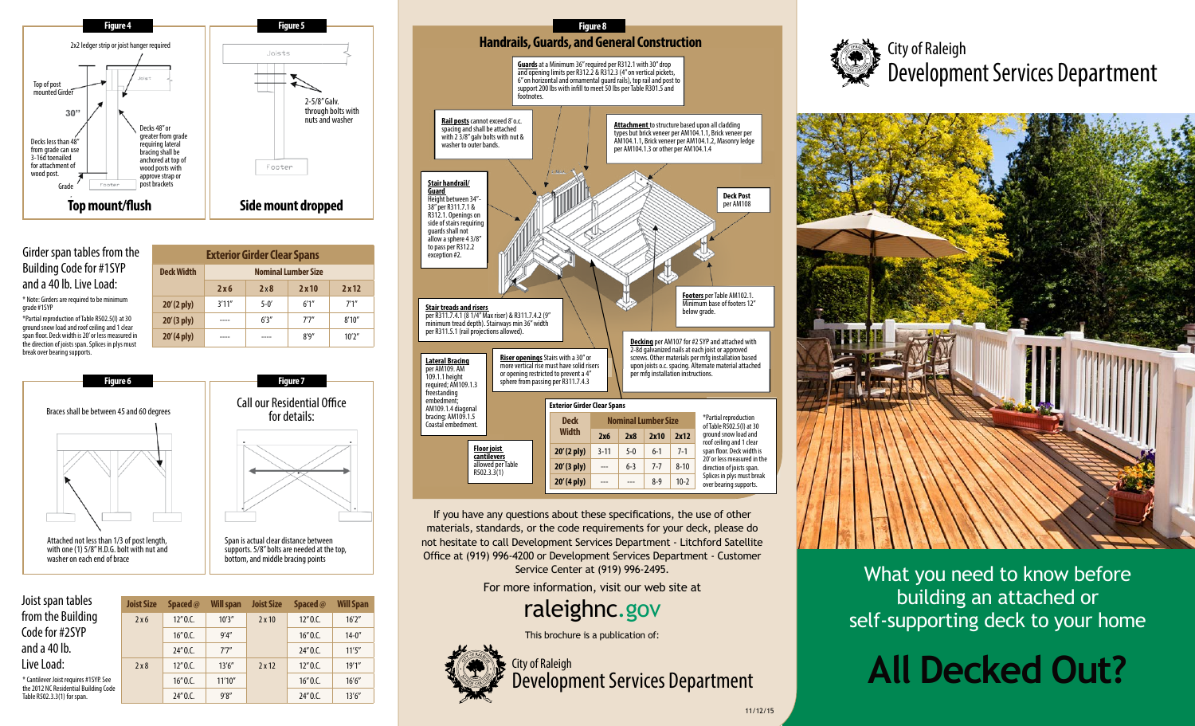## Figure 4

2x2 ledger strip or joist hanger required

Top of post mounted Girder

30"

Decks less than 48" from grade can use 3-16d toenailed for attachment of wood post.

Decks 48" or greater from grade requiring lateral bracing shall be anchored at top of wood posts with approve strap or post brackets

Grade

Footer

**Top mount/flush**

## Figure 5

Joists

2-5/8" Galv. through bolts with nuts and washer

Footer

**Side mount dropped**

Girder span tables from the Building Code for #1SYP and a 40 lb. Live Load:

\* Note: Girders are required to be minimum grade #1SYP

\*Partial reproduction of Table R502.5(I) at 30 ground snow load and roof ceiling and 1 clear span floor. Deck width is 20' or less measured in the direction of joists span. Splices in plys must break over bearing supports.

**Exterior Girder Clear Spans**

| Deck Width | Nominal Lumber Size | | | |
|---|---|---|---|---|
| | 2 x 6 | 2 x 8 | 2 x 10 | 2 x 12 |
| 20' (2 ply) | 3'11" | 5-0' | 6'1" | 7'1" |
| 20' (3 ply) | ---- | 6'3" | 7'7" | 8'10" |
| 20' (4 ply) | ---- | ---- | 8'9" | 10'2" |

## Figure 6

Braces shall be between 45 and 60 degrees

Attached not less than 1/3 of post length, with one (1) 5/8" H.D.G. bolt with nut and washer on each end of brace

## Figure 7

Call our Residential Office for details:

Span is actual clear distance between supports. 5/8" bolts are needed at the top, bottom, and middle bracing points

Joist span tables from the Building Code for #2SYP and a 40 lb. Live Load:

\* Cantilever Joist requires #1SYP. See the 2012 NC Residential Building Code Table R502.3.3(1) for span.

| Joist Size | Spaced @ | Will span | Joist Size | Spaced @ | Will Span |
|---|---|---|---|---|---|
| 2 x 6 | 12" O.C. | 10'3" | 2 x 10 | 12" O.C. | 16'2" |
| | 16" O.C. | 9'4" | | 16" O.C. | 14-0" |
| | 24" O.C. | 7'7" | | 24" O.C. | 11'5" |
| 2 x 8 | 12" O.C. | 13'6" | 2 x 12 | 12" O.C. | 19'1" |
| | 16" O.C. | 11'10" | | 16" O.C. | 16'6" |
| | 24" O.C. | 9'8" | | 24" O.C. | 13'6" |

## Figure 8

## Handrails, Guards, and General Construction

**Guards** at a Minimum 36" required per R312.1 with 30" drop and opening limits per R312.2 & R312.3 (4" on vertical pickets, 6" on horizontal and ornamental guard rails), top rail and post to support 200 lbs with infill to meet 50 lbs per Table R301.5 and footnotes.

**Rail posts** cannot exceed 8' o.c. spacing and shall be attached with 2 3/8" galv bolts with nut & washer to outer bands.

**Attachment** to structure based upon all cladding types but brick veneer per AM104.1.1, Brick veneer per AM104.1.1, Brick veneer per AM104.1.2, Masonry ledge per AM104.1.3 or other per AM104.1.4

**Stair handrail/ Guard** Height between 34"-38" per R311.7.1 & R312.1. Openings on side of stairs requiring guards shall not allow a sphere 4 3/8" to pass per R312.2 exception #2.

**Deck Post** per AM108

**Footers** per Table AM102.1. Minimum base of footers 12" below grade.

**Stair treads and risers** per R311.7.4.1 (8 1/4" Max riser) & R311.7.4.2 (9" minimum tread depth). Stairways min 36" width per R311.5.1 (rail projections allowed).

**Decking** per AM107 for #2 SYP and attached with 2-8d galvanized nails at each joist or approved screws. Other materials per mfg installation based upon joists o.c. spacing. Alternate material attached per mfg installation instructions.

**Lateral Bracing** per AM109. AM 109.1.1 height required; AM109.1.3 freestanding embedment; AM109.1.4 diagonal bracing; AM109.1.5 Coastal embedment.

**Riser openings** Stairs with a 30" or more vertical rise must have solid risers or opening restricted to prevent a 4" sphere from passing per R311.7.4.3

**Floor joist cantilevers** allowed per Table R502.3.3(1)

**Exterior Girder Clear Spans**

| Deck Width | Nominal Lumber Size | | | |
|---|---|---|---|---|
| | 2x6 | 2x8 | 2x10 | 2x12 |
| 20' (2 ply) | 3-11 | 5-0 | 6-1 | 7-1 |
| 20' (3 ply) | --- | 6-3 | 7-7 | 8-10 |
| 20' (4 ply) | --- | --- | 8-9 | 10-2 |

\*Partial reproduction of Table R502.5(I) at 30 ground snow load and roof ceiling and 1 clear span floor. Deck width is 20' or less measured in the direction of joists span. Splices in plys must break over bearing supports.

If you have any questions about these specifications, the use of other materials, standards, or the code requirements for your deck, please do not hesitate to call Development Services Department - Litchford Satellite Office at (919) 996-4200 or Development Services Department - Customer Service Center at (919) 996-2495.

For more information, visit our web site at

**raleighnc.gov**

This brochure is a publication of:

City of Raleigh
Development Services Department

11/12/15

City of Raleigh
Development Services Department

What you need to know before building an attached or self-supporting deck to your home

# All Decked Out?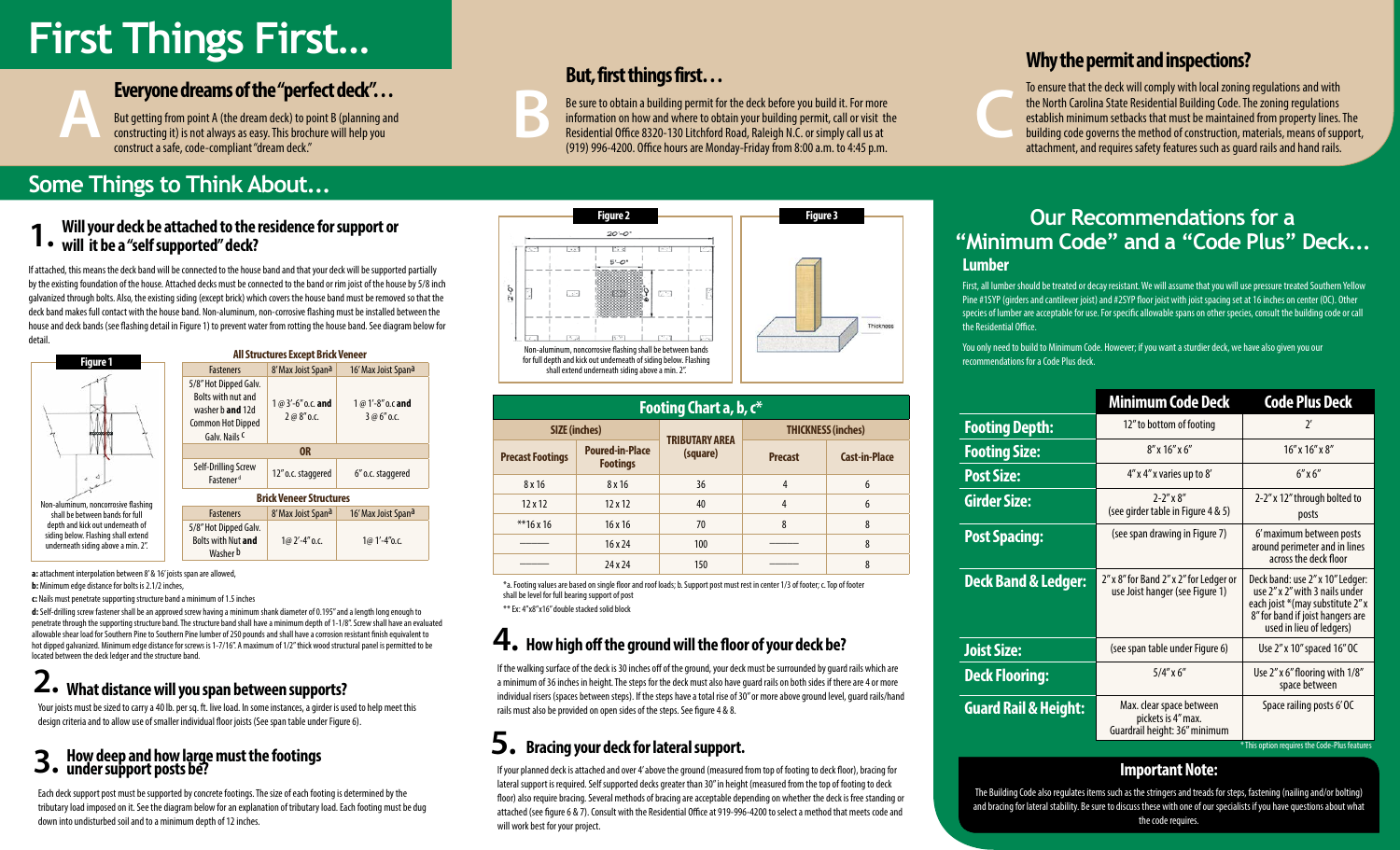# First Things First...

## A — Everyone dreams of the "perfect deck"...

But getting from point A (the dream deck) to point B (planning and constructing it) is not always as easy. This brochure will help you construct a safe, code-compliant "dream deck."

## B — But, first things first...

Be sure to obtain a building permit for the deck before you build it. For more information on how and where to obtain your building permit, call or visit the Residential Office 8320-130 Litchford Road, Raleigh N.C. or simply call us at (919) 996-4200. Office hours are Monday-Friday from 8:00 a.m. to 4:45 p.m.

## C — Why the permit and inspections?

To ensure that the deck will comply with local zoning regulations and with the North Carolina State Residential Building Code. The zoning regulations establish minimum setbacks that must be maintained from property lines. The building code governs the method of construction, materials, means of support, attachment, and requires safety features such as guard rails and hand rails.

# Some Things to Think About...

## 1. Will your deck be attached to the residence for support or will it be a "self supported" deck?

If attached, this means the deck band will be connected to the house band and that your deck will be supported partially by the existing foundation of the house. Attached decks must be connected to the band or rim joist of the house by 5/8 inch galvanized through bolts. Also, the existing siding (except brick) which covers the house band must be removed so that the deck band makes full contact with the house band. Non-aluminum, non-corrosive flashing must be installed between the house and deck bands (see flashing detail in Figure 1) to prevent water from rotting the house band. See diagram below for detail.

**Figure 1**

Non-aluminum, noncorrosive flashing shall be between bands for full depth and kick out underneath of siding below. Flashing shall extend underneath siding a minimum 2".

**All Structures Except Brick Veneer**

| Fasteners | 8' Max Joist Span[a] | 16' Max Joist Span[a] |
|---|---|---|
| 5/8" Hot Dipped Galv. Bolts with nut and washer b **and** 12d Common Hot Dipped Galv. Nails [c] | 1 @ 3'-6" o.c. **and** 2 @ 8" o.c. | 1 @ 1'-8" o.c **and** 3 @ 6" o.c. |
| **OR** | | |
| Self-Drilling Screw Fastener[d] | 12" o.c. staggered | 6" o.c. staggered |

**Brick Veneer Structures**

| Fasteners | 8' Max Joist Span[a] | 16' Max Joist Span[a] |
|---|---|---|
| 5/8" Hot Dipped Galv. Bolts with Nut **and** Washer [b] | 1@ 2'-4" o.c. | 1@ 1'-4"o.c. |

**a:** attachment interpolation between 8' & 16' joists span are allowed,

**b:** Minimum edge distance for bolts is 2.1/2 inches,

**c:** Nails must penetrate supporting structure band a minimum of 1.5 inches

**d:** Self-drilling screw fastener shall be an approved screw having a minimum shank diameter of 0.195" and a length long enough to penetrate through the supporting structure band. The structure band shall have a minimum depth of 1-1/8". Screw shall have an evaluated allowable shear load for Southern Pine to Southern Pine lumber of 250 pounds and shall have a corrosion resistant finish equivalent to hot dipped galvanized. Minimum edge distance for screws is 1-7/16". A maximum of 1/2" thick wood structural panel is permitted to be located between the deck ledger and the structure band.

## 2. What distance will you span between supports?

Your joists must be sized to carry a 40 lb. per sq. ft. live load. In some instances, a girder is used to help meet this design criteria and to allow use of smaller individual floor joists (See span table under Figure 6).

## 3. How deep and how large must the footings under support posts be?

Each deck support post must be supported by concrete footings. The size of each footing is determined by the tributary load imposed on it. See the diagram below for an explanation of tributary load. Each footing must be dug down into undisturbed soil and to a minimum depth of 12 inches.

**Figure 2**

20'-0"

5'-0"

5'-0"

Non-aluminum, noncorrosive flashing shall be between bands for full depth and kick out underneath of siding below. Flashing shall extend underneath siding above a min. 2".

**Figure 3**

Thickness

**Footing Chart a, b, c***

| SIZE (inches) | | TRIBUTARY AREA (square) | THICKNESS (inches) | |
|---|---|---|---|---|
| Precast Footings | Poured-in-Place Footings | | Precast | Cast-in-Place |
| 8 x 16 | 8 x 16 | 36 | 4 | 6 |
| 12 x 12 | 12 x 12 | 40 | 4 | 6 |
| **16 x 16 | 16 x 16 | 70 | 8 | 8 |
| ——— | 16 x 24 | 100 | ——— | 8 |
| ——— | 24 x 24 | 150 | ——— | 8 |

*a. Footing values are based on single floor and roof loads; b. Support post must rest in center 1/3 of footer; c. Top of footer shall be level for full bearing support of post

** Ex: 4"x8"x16" double stacked solid block

## 4. How high off the ground will the floor of your deck be?

If the walking surface of the deck is 30 inches off of the ground, your deck must be surrounded by guard rails which are a minimum of 36 inches in height. The steps for the deck must also have guard rails on both sides if there are 4 or more individual risers (spaces between steps). If the steps have a total rise of 30" or more above ground level, guard rails/hand rails must also be provided on open sides of the steps. See figure 4 & 8.

## 5. Bracing your deck for lateral support.

If your planned deck is attached and over 4' above the ground (measured from top of footing to deck floor), bracing for lateral support is required. Self supported decks greater than 30" in height (measured from the top of footing to deck floor) also require bracing. Several methods of bracing are acceptable depending on whether the deck is free standing or attached (see figure 6 & 7). Consult with the Residential Office at 919-996-4200 to select a method that meets code and will work best for your project.

# Our Recommendations for a "Minimum Code" and a "Code Plus" Deck...

## Lumber

First, all lumber should be treated or decay resistant. We will assume that you will use pressure treated Southern Yellow Pine #1SYP (girders and cantilever joist) and #2SYP floor joist with joist spacing set at 16 inches on center (OC). Other species of lumber are acceptable for use. For specific allowable spans on other species, consult the building code or call the Residential Office.

You only need to build to Minimum Code. However; if you want a sturdier deck, we have also given you our recommendations for a Code Plus deck.

| | Minimum Code Deck | Code Plus Deck |
|---|---|---|
| **Footing Depth:** | 12" to bottom of footing | 2' |
| **Footing Size:** | 8" x 16" x 6" | 16" x 16" x 8" |
| **Post Size:** | 4" x 4" x varies up to 8' | 6" x 6" |
| **Girder Size:** | 2-2" x 8" (see girder table in Figure 4 & 5) | 2-2" x 12" through bolted to posts |
| **Post Spacing:** | (see span drawing in Figure 7) | 6' maximum between posts around perimeter and in lines across the deck floor |
| **Deck Band & Ledger:** | 2" x 8" for Band 2" x 2" for Ledger or use Joist hanger (see Figure 1) | Deck band: use 2" x 10" Ledger: use 2" x 2" with 3 nails under each joist *(may substitute 2" x 8" for band if joist hangers are used in lieu of ledgers) |
| **Joist Size:** | (see span table under Figure 6) | Use 2" x 10" spaced 16" OC |
| **Deck Flooring:** | 5/4" x 6" | Use 2" x 6" flooring with 1/8" space between |
| **Guard Rail & Height:** | Max. clear space between pickets is 4" max. Guardrail height: 36" minimum | Space railing posts 6' OC |

*This option requires the Code-Plus features

## Important Note:

The Building Code also regulates items such as the stringers and treads for steps, fastening (nailing and/or bolting) and bracing for lateral stability. Be sure to discuss these with one of our specialists if you have questions about what the code requires.